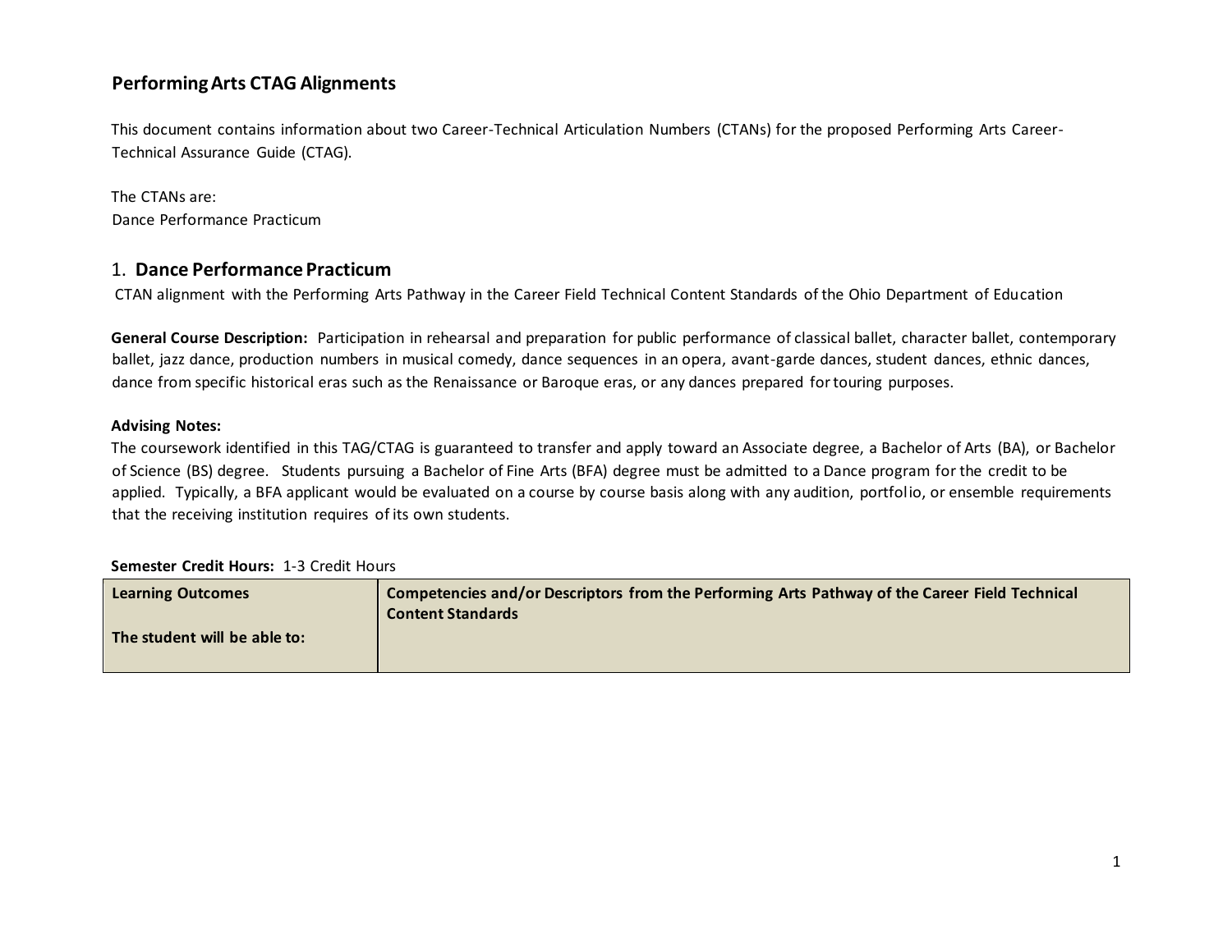## Performing Arts CTAG Alignments

This document contains information about two Career-Technical Articulation Numbers (CTANs) for the proposed Performing Arts Career-Technical Assurance Guide (CTAG).

The CTANs are:
Dance Performance Practicum

### 1. **Dance Performance Practicum**

CTAN alignment with the Performing Arts Pathway in the Career Field Technical Content Standards of the Ohio Department of Education

**General Course Description:** Participation in rehearsal and preparation for public performance of classical ballet, character ballet, contemporary ballet, jazz dance, production numbers in musical comedy, dance sequences in an opera, avant-garde dances, student dances, ethnic dances, dance from specific historical eras such as the Renaissance or Baroque eras, or any dances prepared for touring purposes.

**Advising Notes:**
The coursework identified in this TAG/CTAG is guaranteed to transfer and apply toward an Associate degree, a Bachelor of Arts (BA), or Bachelor of Science (BS) degree. Students pursuing a Bachelor of Fine Arts (BFA) degree must be admitted to a Dance program for the credit to be applied. Typically, a BFA applicant would be evaluated on a course by course basis along with any audition, portfolio, or ensemble requirements that the receiving institution requires of its own students.

**Semester Credit Hours:** 1-3 Credit Hours

| **Learning Outcomes**<br><br>**The student will be able to:** | **Competencies and/or Descriptors from the Performing Arts Pathway of the Career Field Technical Content Standards** |
|---|---|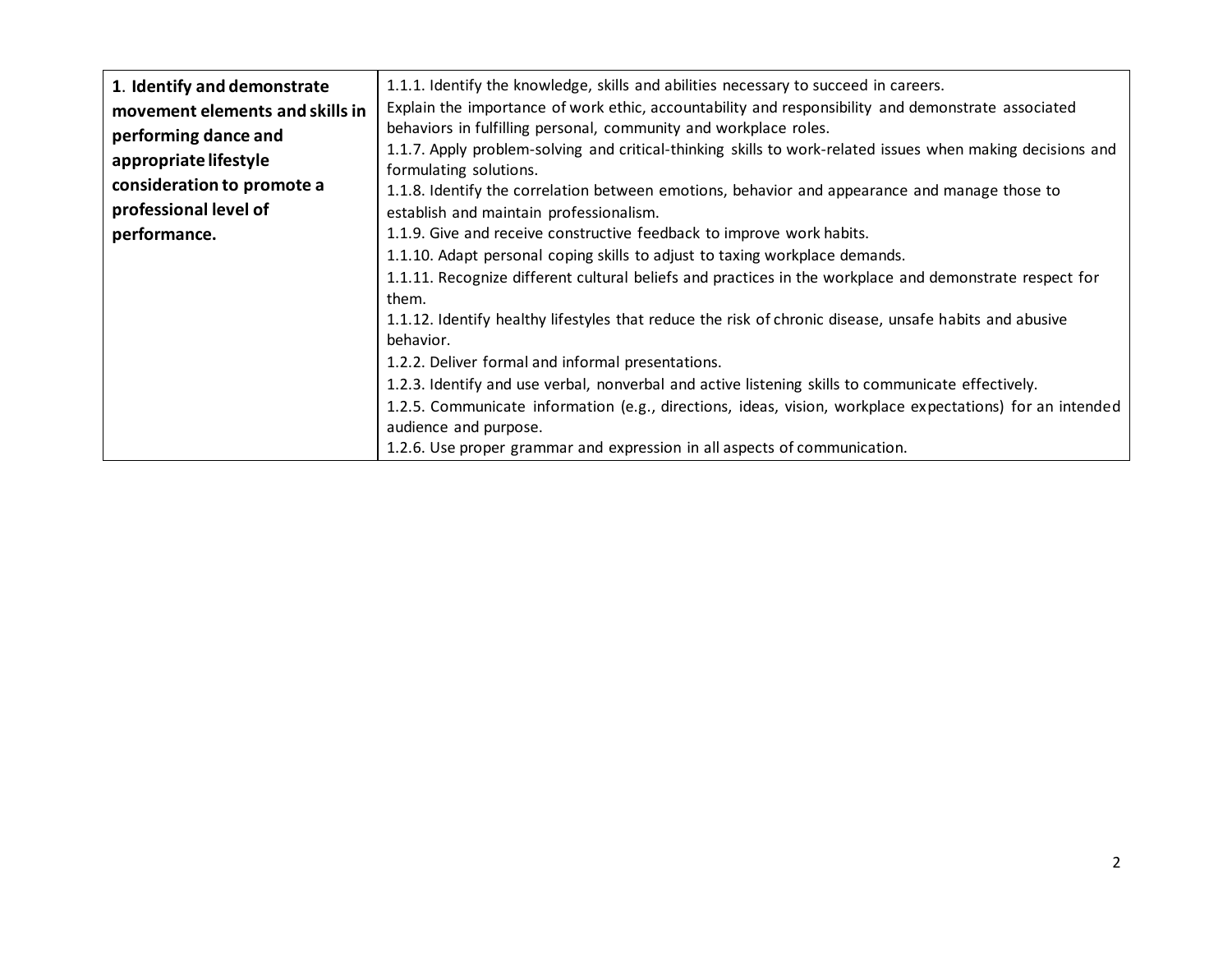| **1. Identify and demonstrate movement elements and skills in performing dance and appropriate lifestyle consideration to promote a professional level of performance.** | 1.1.1. Identify the knowledge, skills and abilities necessary to succeed in careers.<br>Explain the importance of work ethic, accountability and responsibility and demonstrate associated behaviors in fulfilling personal, community and workplace roles.<br>1.1.7. Apply problem-solving and critical-thinking skills to work-related issues when making decisions and formulating solutions.<br>1.1.8. Identify the correlation between emotions, behavior and appearance and manage those to establish and maintain professionalism.<br>1.1.9. Give and receive constructive feedback to improve work habits.<br>1.1.10. Adapt personal coping skills to adjust to taxing workplace demands.<br>1.1.11. Recognize different cultural beliefs and practices in the workplace and demonstrate respect for them.<br>1.1.12. Identify healthy lifestyles that reduce the risk of chronic disease, unsafe habits and abusive behavior.<br>1.2.2. Deliver formal and informal presentations.<br>1.2.3. Identify and use verbal, nonverbal and active listening skills to communicate effectively.<br>1.2.5. Communicate information (e.g., directions, ideas, vision, workplace expectations) for an intended audience and purpose.<br>1.2.6. Use proper grammar and expression in all aspects of communication. |
|---|---|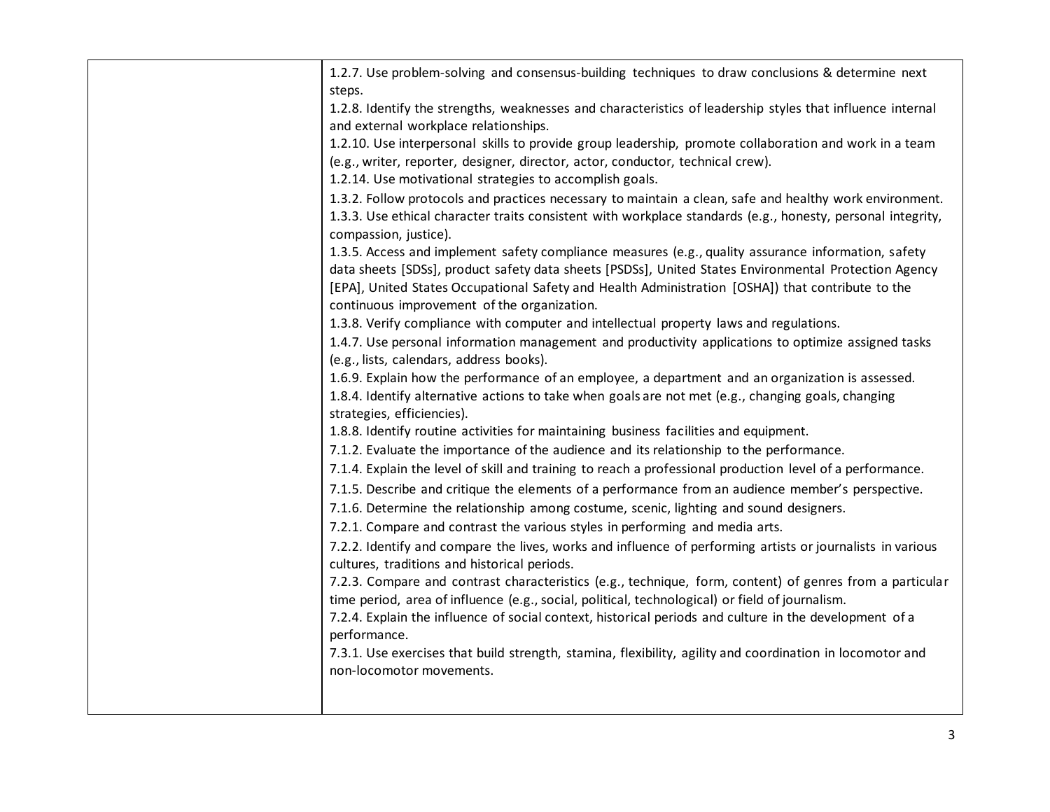| | |
|---|---|
| | 1.2.7. Use problem-solving and consensus-building techniques to draw conclusions & determine next steps.<br>1.2.8. Identify the strengths, weaknesses and characteristics of leadership styles that influence internal and external workplace relationships.<br>1.2.10. Use interpersonal skills to provide group leadership, promote collaboration and work in a team (e.g., writer, reporter, designer, director, actor, conductor, technical crew).<br>1.2.14. Use motivational strategies to accomplish goals.<br>1.3.2. Follow protocols and practices necessary to maintain a clean, safe and healthy work environment.<br>1.3.3. Use ethical character traits consistent with workplace standards (e.g., honesty, personal integrity, compassion, justice).<br>1.3.5. Access and implement safety compliance measures (e.g., quality assurance information, safety data sheets [SDSs], product safety data sheets [PSDSs], United States Environmental Protection Agency [EPA], United States Occupational Safety and Health Administration [OSHA]) that contribute to the continuous improvement of the organization.<br>1.3.8. Verify compliance with computer and intellectual property laws and regulations.<br>1.4.7. Use personal information management and productivity applications to optimize assigned tasks (e.g., lists, calendars, address books).<br>1.6.9. Explain how the performance of an employee, a department and an organization is assessed.<br>1.8.4. Identify alternative actions to take when goals are not met (e.g., changing goals, changing strategies, efficiencies).<br>1.8.8. Identify routine activities for maintaining business facilities and equipment.<br>7.1.2. Evaluate the importance of the audience and its relationship to the performance.<br>7.1.4. Explain the level of skill and training to reach a professional production level of a performance.<br>7.1.5. Describe and critique the elements of a performance from an audience member's perspective.<br>7.1.6. Determine the relationship among costume, scenic, lighting and sound designers.<br>7.2.1. Compare and contrast the various styles in performing and media arts.<br>7.2.2. Identify and compare the lives, works and influence of performing artists or journalists in various cultures, traditions and historical periods.<br>7.2.3. Compare and contrast characteristics (e.g., technique, form, content) of genres from a particular time period, area of influence (e.g., social, political, technological) or field of journalism.<br>7.2.4. Explain the influence of social context, historical periods and culture in the development of a performance.<br>7.3.1. Use exercises that build strength, stamina, flexibility, agility and coordination in locomotor and non-locomotor movements. |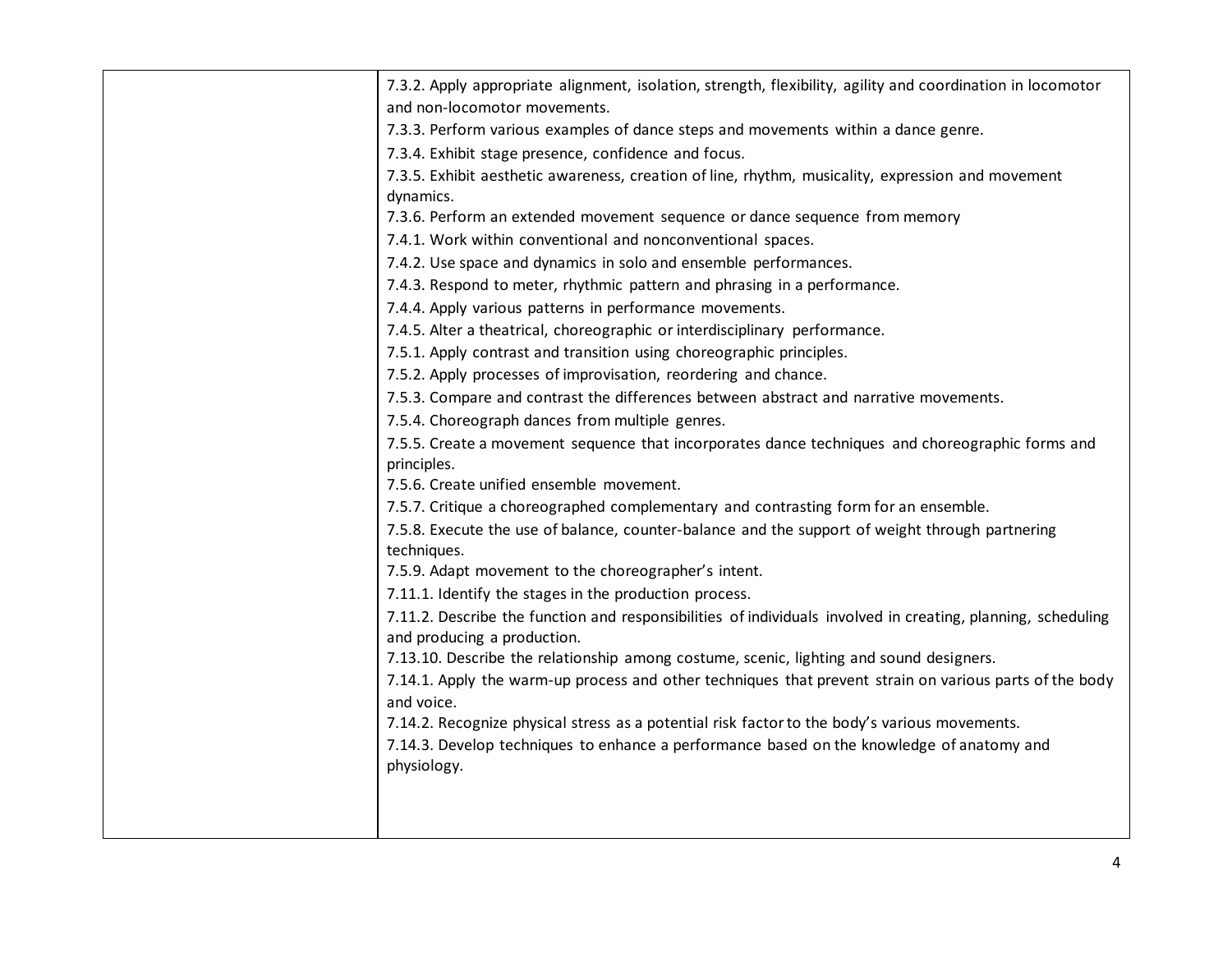| | |
|---|---|
| | 7.3.2. Apply appropriate alignment, isolation, strength, flexibility, agility and coordination in locomotor and non-locomotor movements.<br>7.3.3. Perform various examples of dance steps and movements within a dance genre.<br>7.3.4. Exhibit stage presence, confidence and focus.<br>7.3.5. Exhibit aesthetic awareness, creation of line, rhythm, musicality, expression and movement dynamics.<br>7.3.6. Perform an extended movement sequence or dance sequence from memory<br>7.4.1. Work within conventional and nonconventional spaces.<br>7.4.2. Use space and dynamics in solo and ensemble performances.<br>7.4.3. Respond to meter, rhythmic pattern and phrasing in a performance.<br>7.4.4. Apply various patterns in performance movements.<br>7.4.5. Alter a theatrical, choreographic or interdisciplinary performance.<br>7.5.1. Apply contrast and transition using choreographic principles.<br>7.5.2. Apply processes of improvisation, reordering and chance.<br>7.5.3. Compare and contrast the differences between abstract and narrative movements.<br>7.5.4. Choreograph dances from multiple genres.<br>7.5.5. Create a movement sequence that incorporates dance techniques and choreographic forms and principles.<br>7.5.6. Create unified ensemble movement.<br>7.5.7. Critique a choreographed complementary and contrasting form for an ensemble.<br>7.5.8. Execute the use of balance, counter-balance and the support of weight through partnering techniques.<br>7.5.9. Adapt movement to the choreographer's intent.<br>7.11.1. Identify the stages in the production process.<br>7.11.2. Describe the function and responsibilities of individuals involved in creating, planning, scheduling and producing a production.<br>7.13.10. Describe the relationship among costume, scenic, lighting and sound designers.<br>7.14.1. Apply the warm-up process and other techniques that prevent strain on various parts of the body and voice.<br>7.14.2. Recognize physical stress as a potential risk factor to the body's various movements.<br>7.14.3. Develop techniques to enhance a performance based on the knowledge of anatomy and physiology. |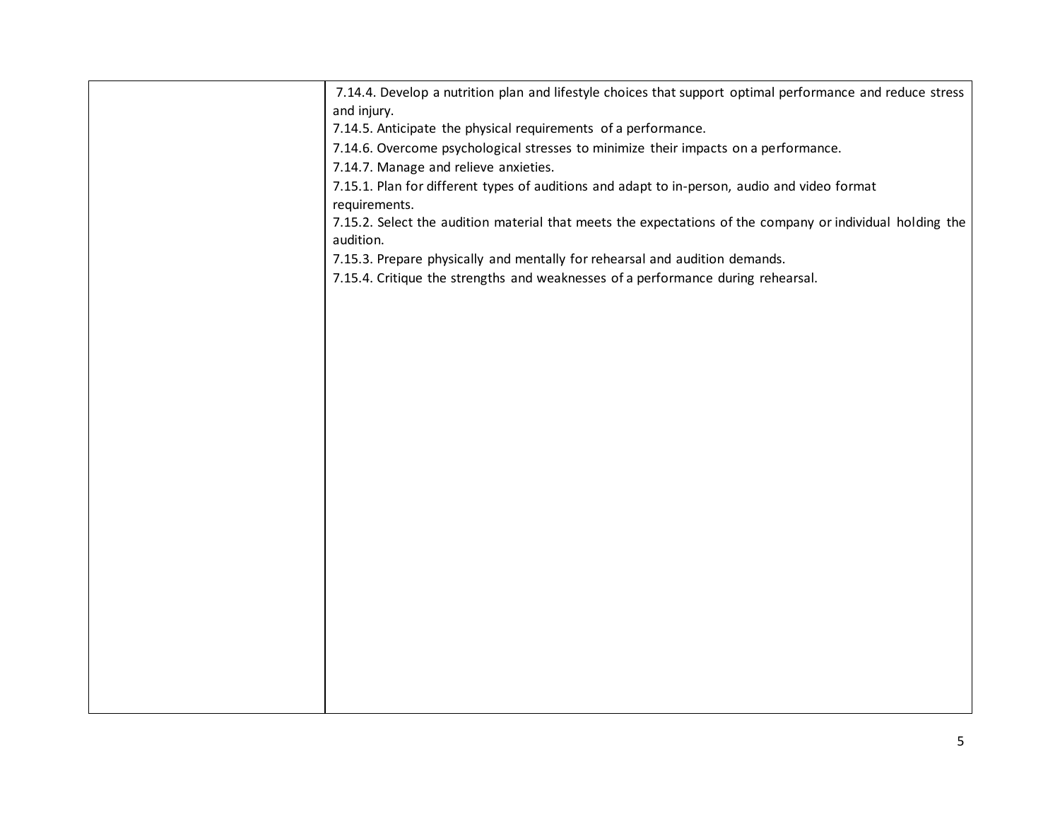| | |
|---|---|
| | 7.14.4. Develop a nutrition plan and lifestyle choices that support optimal performance and reduce stress and injury.<br>7.14.5. Anticipate the physical requirements of a performance.<br>7.14.6. Overcome psychological stresses to minimize their impacts on a performance.<br>7.14.7. Manage and relieve anxieties.<br>7.15.1. Plan for different types of auditions and adapt to in-person, audio and video format requirements.<br>7.15.2. Select the audition material that meets the expectations of the company or individual holding the audition.<br>7.15.3. Prepare physically and mentally for rehearsal and audition demands.<br>7.15.4. Critique the strengths and weaknesses of a performance during rehearsal. |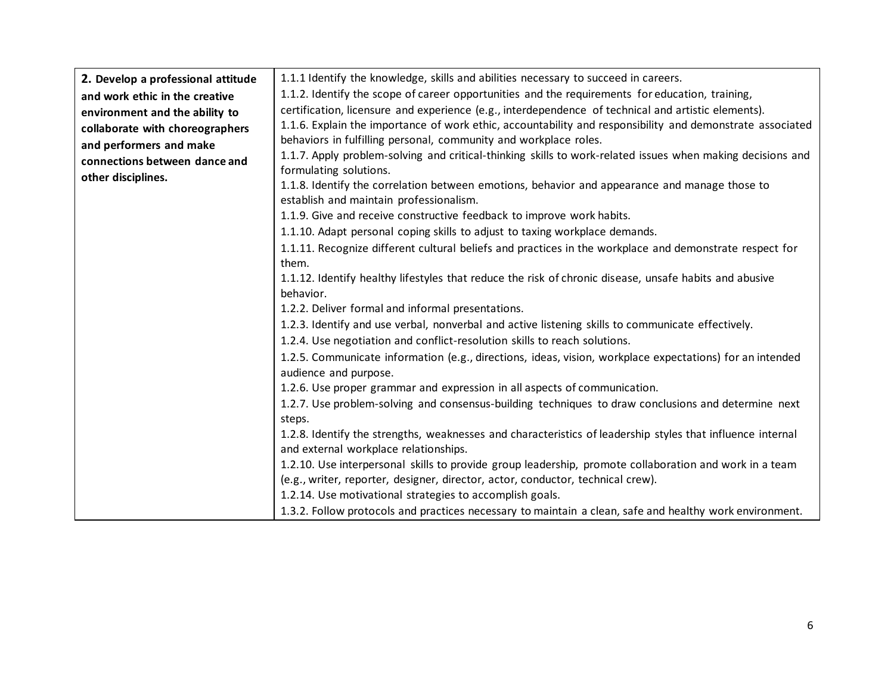| **2. Develop a professional attitude and work ethic in the creative environment and the ability to collaborate with choreographers and performers and make connections between dance and other disciplines.** | 1.1.1 Identify the knowledge, skills and abilities necessary to succeed in careers.<br>1.1.2. Identify the scope of career opportunities and the requirements for education, training, certification, licensure and experience (e.g., interdependence of technical and artistic elements).<br>1.1.6. Explain the importance of work ethic, accountability and responsibility and demonstrate associated behaviors in fulfilling personal, community and workplace roles.<br>1.1.7. Apply problem-solving and critical-thinking skills to work-related issues when making decisions and formulating solutions.<br>1.1.8. Identify the correlation between emotions, behavior and appearance and manage those to establish and maintain professionalism.<br>1.1.9. Give and receive constructive feedback to improve work habits.<br>1.1.10. Adapt personal coping skills to adjust to taxing workplace demands.<br>1.1.11. Recognize different cultural beliefs and practices in the workplace and demonstrate respect for them.<br>1.1.12. Identify healthy lifestyles that reduce the risk of chronic disease, unsafe habits and abusive behavior.<br>1.2.2. Deliver formal and informal presentations.<br>1.2.3. Identify and use verbal, nonverbal and active listening skills to communicate effectively.<br>1.2.4. Use negotiation and conflict-resolution skills to reach solutions.<br>1.2.5. Communicate information (e.g., directions, ideas, vision, workplace expectations) for an intended audience and purpose.<br>1.2.6. Use proper grammar and expression in all aspects of communication.<br>1.2.7. Use problem-solving and consensus-building techniques to draw conclusions and determine next steps.<br>1.2.8. Identify the strengths, weaknesses and characteristics of leadership styles that influence internal and external workplace relationships.<br>1.2.10. Use interpersonal skills to provide group leadership, promote collaboration and work in a team (e.g., writer, reporter, designer, director, actor, conductor, technical crew).<br>1.2.14. Use motivational strategies to accomplish goals.<br>1.3.2. Follow protocols and practices necessary to maintain a clean, safe and healthy work environment. |
|---|---|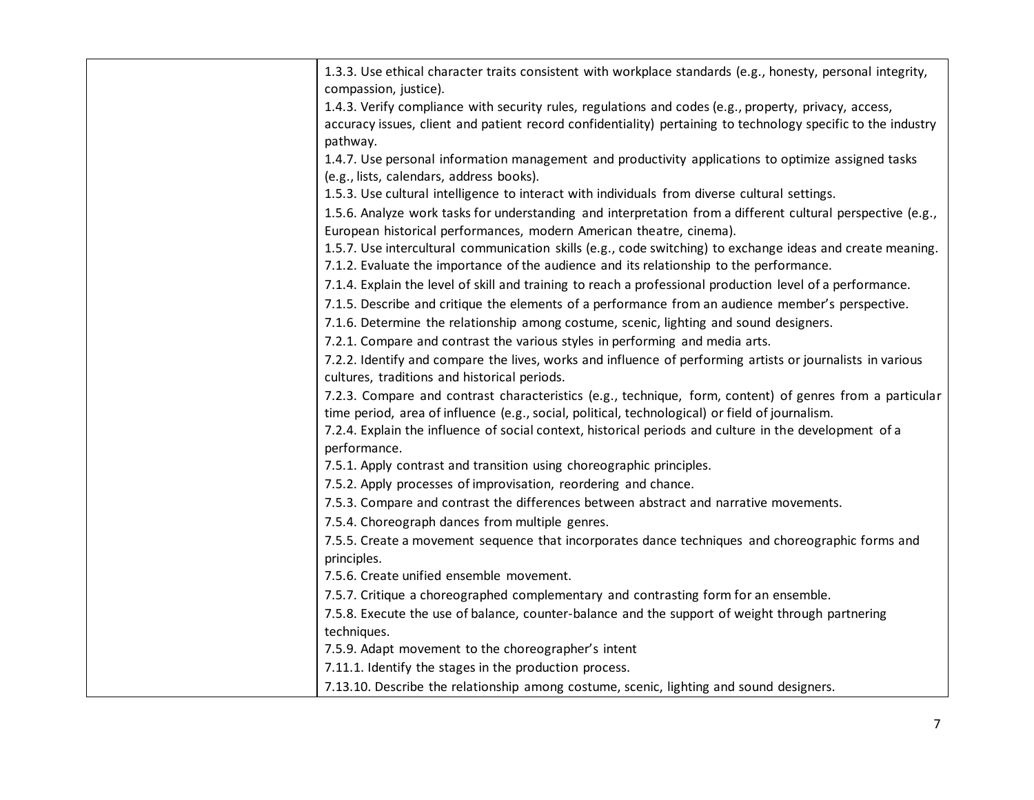| | |
|---|---|
| | 1.3.3. Use ethical character traits consistent with workplace standards (e.g., honesty, personal integrity, compassion, justice).<br>1.4.3. Verify compliance with security rules, regulations and codes (e.g., property, privacy, access, accuracy issues, client and patient record confidentiality) pertaining to technology specific to the industry pathway.<br>1.4.7. Use personal information management and productivity applications to optimize assigned tasks (e.g., lists, calendars, address books).<br>1.5.3. Use cultural intelligence to interact with individuals from diverse cultural settings.<br>1.5.6. Analyze work tasks for understanding and interpretation from a different cultural perspective (e.g., European historical performances, modern American theatre, cinema).<br>1.5.7. Use intercultural communication skills (e.g., code switching) to exchange ideas and create meaning.<br>7.1.2. Evaluate the importance of the audience and its relationship to the performance.<br>7.1.4. Explain the level of skill and training to reach a professional production level of a performance.<br>7.1.5. Describe and critique the elements of a performance from an audience member's perspective.<br>7.1.6. Determine the relationship among costume, scenic, lighting and sound designers.<br>7.2.1. Compare and contrast the various styles in performing and media arts.<br>7.2.2. Identify and compare the lives, works and influence of performing artists or journalists in various cultures, traditions and historical periods.<br>7.2.3. Compare and contrast characteristics (e.g., technique, form, content) of genres from a particular time period, area of influence (e.g., social, political, technological) or field of journalism.<br>7.2.4. Explain the influence of social context, historical periods and culture in the development of a performance.<br>7.5.1. Apply contrast and transition using choreographic principles.<br>7.5.2. Apply processes of improvisation, reordering and chance.<br>7.5.3. Compare and contrast the differences between abstract and narrative movements.<br>7.5.4. Choreograph dances from multiple genres.<br>7.5.5. Create a movement sequence that incorporates dance techniques and choreographic forms and principles.<br>7.5.6. Create unified ensemble movement.<br>7.5.7. Critique a choreographed complementary and contrasting form for an ensemble.<br>7.5.8. Execute the use of balance, counter-balance and the support of weight through partnering techniques.<br>7.5.9. Adapt movement to the choreographer's intent<br>7.11.1. Identify the stages in the production process.<br>7.13.10. Describe the relationship among costume, scenic, lighting and sound designers. |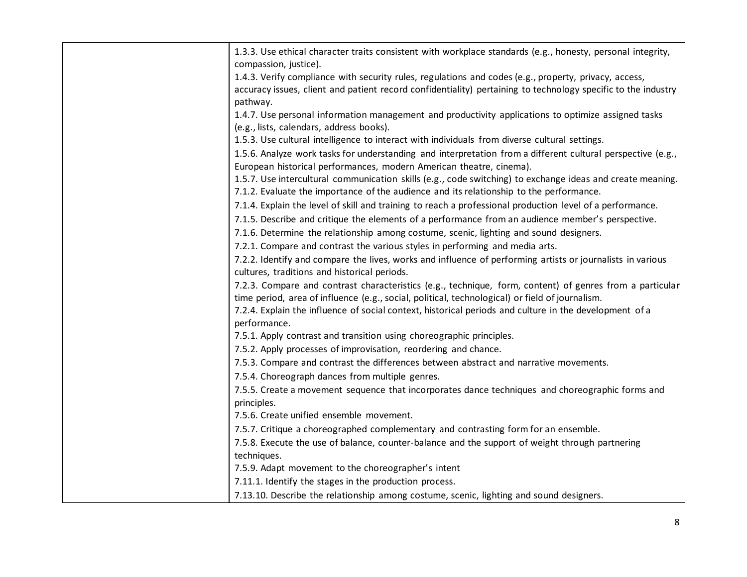| | |
|---|---|
| | 1.3.3. Use ethical character traits consistent with workplace standards (e.g., honesty, personal integrity, compassion, justice).<br>1.4.3. Verify compliance with security rules, regulations and codes (e.g., property, privacy, access, accuracy issues, client and patient record confidentiality) pertaining to technology specific to the industry pathway.<br>1.4.7. Use personal information management and productivity applications to optimize assigned tasks (e.g., lists, calendars, address books).<br>1.5.3. Use cultural intelligence to interact with individuals from diverse cultural settings.<br>1.5.6. Analyze work tasks for understanding and interpretation from a different cultural perspective (e.g., European historical performances, modern American theatre, cinema).<br>1.5.7. Use intercultural communication skills (e.g., code switching) to exchange ideas and create meaning.<br>7.1.2. Evaluate the importance of the audience and its relationship to the performance.<br>7.1.4. Explain the level of skill and training to reach a professional production level of a performance.<br>7.1.5. Describe and critique the elements of a performance from an audience member's perspective.<br>7.1.6. Determine the relationship among costume, scenic, lighting and sound designers.<br>7.2.1. Compare and contrast the various styles in performing and media arts.<br>7.2.2. Identify and compare the lives, works and influence of performing artists or journalists in various cultures, traditions and historical periods.<br>7.2.3. Compare and contrast characteristics (e.g., technique, form, content) of genres from a particular time period, area of influence (e.g., social, political, technological) or field of journalism.<br>7.2.4. Explain the influence of social context, historical periods and culture in the development of a performance.<br>7.5.1. Apply contrast and transition using choreographic principles.<br>7.5.2. Apply processes of improvisation, reordering and chance.<br>7.5.3. Compare and contrast the differences between abstract and narrative movements.<br>7.5.4. Choreograph dances from multiple genres.<br>7.5.5. Create a movement sequence that incorporates dance techniques and choreographic forms and principles.<br>7.5.6. Create unified ensemble movement.<br>7.5.7. Critique a choreographed complementary and contrasting form for an ensemble.<br>7.5.8. Execute the use of balance, counter-balance and the support of weight through partnering techniques.<br>7.5.9. Adapt movement to the choreographer's intent<br>7.11.1. Identify the stages in the production process.<br>7.13.10. Describe the relationship among costume, scenic, lighting and sound designers. |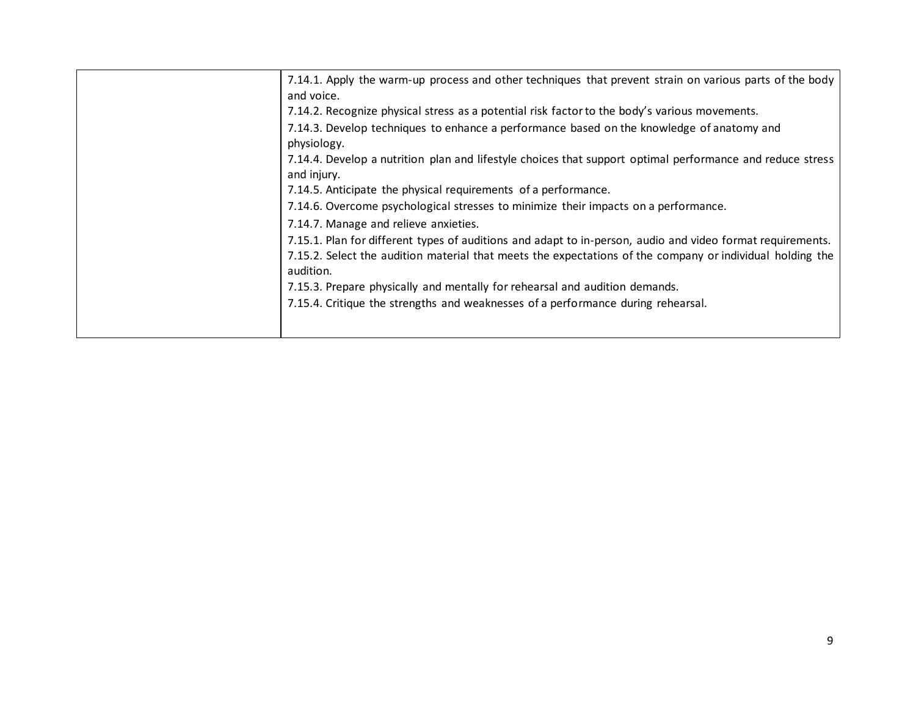| | |
|---|---|
| | 7.14.1. Apply the warm-up process and other techniques that prevent strain on various parts of the body and voice.<br>7.14.2. Recognize physical stress as a potential risk factor to the body's various movements.<br>7.14.3. Develop techniques to enhance a performance based on the knowledge of anatomy and physiology.<br>7.14.4. Develop a nutrition plan and lifestyle choices that support optimal performance and reduce stress and injury.<br>7.14.5. Anticipate the physical requirements of a performance.<br>7.14.6. Overcome psychological stresses to minimize their impacts on a performance.<br>7.14.7. Manage and relieve anxieties.<br>7.15.1. Plan for different types of auditions and adapt to in-person, audio and video format requirements.<br>7.15.2. Select the audition material that meets the expectations of the company or individual holding the audition.<br>7.15.3. Prepare physically and mentally for rehearsal and audition demands.<br>7.15.4. Critique the strengths and weaknesses of a performance during rehearsal. |